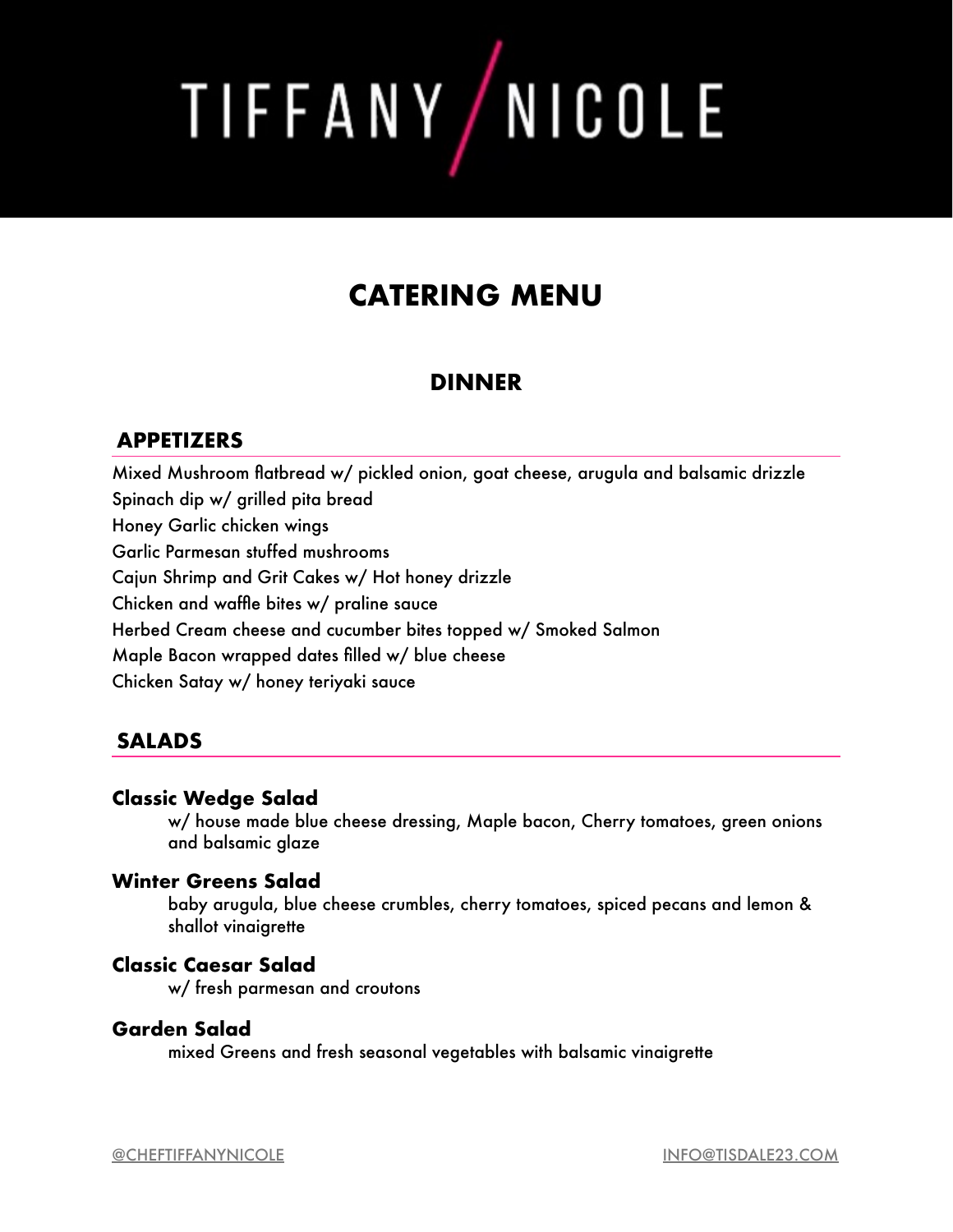# TIFFANY/NICOLE

# CATERING MENU

## DINNER

### APPETIZERS

Mixed Mushroom flatbread w/ pickled onion, goat cheese, arugula and balsamic drizzle
Spinach dip w/ grilled pita bread
Honey Garlic chicken wings
Garlic Parmesan stuffed mushrooms
Cajun Shrimp and Grit Cakes w/ Hot honey drizzle
Chicken and waffle bites w/ praline sauce
Herbed Cream cheese and cucumber bites topped w/ Smoked Salmon
Maple Bacon wrapped dates filled w/ blue cheese
Chicken Satay w/ honey teriyaki sauce

### SALADS

**Classic Wedge Salad**
w/ house made blue cheese dressing, Maple bacon, Cherry tomatoes, green onions and balsamic glaze

**Winter Greens Salad**
baby arugula, blue cheese crumbles, cherry tomatoes, spiced pecans and lemon & shallot vinaigrette

**Classic Caesar Salad**
w/ fresh parmesan and croutons

**Garden Salad**
mixed Greens and fresh seasonal vegetables with balsamic vinaigrette

@CHEFTIFFANYNICOLE INFO@TISDALE23.COM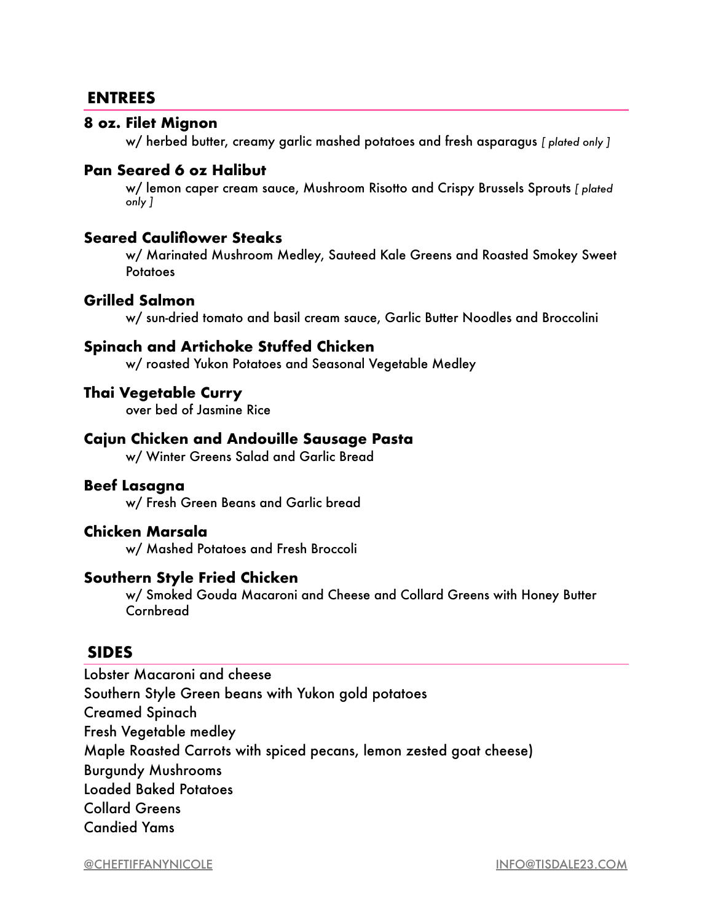## ENTREES

### 8 oz. Filet Mignon
w/ herbed butter, creamy garlic mashed potatoes and fresh asparagus *[ plated only ]*

### Pan Seared 6 oz Halibut
w/ lemon caper cream sauce, Mushroom Risotto and Crispy Brussels Sprouts *[ plated only ]*

### Seared Cauliflower Steaks
w/ Marinated Mushroom Medley, Sauteed Kale Greens and Roasted Smokey Sweet Potatoes

### Grilled Salmon
w/ sun-dried tomato and basil cream sauce, Garlic Butter Noodles and Broccolini

### Spinach and Artichoke Stuffed Chicken
w/ roasted Yukon Potatoes and Seasonal Vegetable Medley

### Thai Vegetable Curry
over bed of Jasmine Rice

### Cajun Chicken and Andouille Sausage Pasta
w/ Winter Greens Salad and Garlic Bread

### Beef Lasagna
w/ Fresh Green Beans and Garlic bread

### Chicken Marsala
w/ Mashed Potatoes and Fresh Broccoli

### Southern Style Fried Chicken
w/ Smoked Gouda Macaroni and Cheese and Collard Greens with Honey Butter Cornbread

## SIDES

Lobster Macaroni and cheese
Southern Style Green beans with Yukon gold potatoes
Creamed Spinach
Fresh Vegetable medley
Maple Roasted Carrots with spiced pecans, lemon zested goat cheese)
Burgundy Mushrooms
Loaded Baked Potatoes
Collard Greens
Candied Yams

@CHEFTIFFANYNICOLE INFO@TISDALE23.COM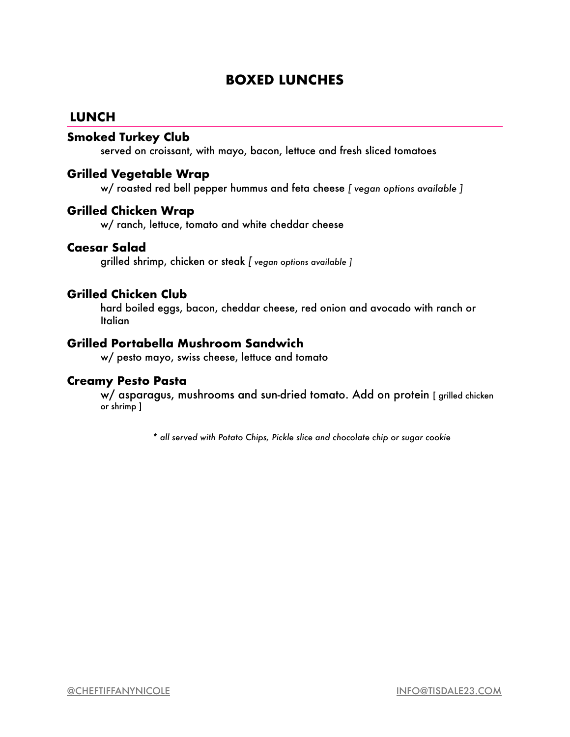# BOXED LUNCHES

## LUNCH

### Smoked Turkey Club
served on croissant, with mayo, bacon, lettuce and fresh sliced tomatoes

### Grilled Vegetable Wrap
w/ roasted red bell pepper hummus and feta cheese *[ vegan options available ]*

### Grilled Chicken Wrap
w/ ranch, lettuce, tomato and white cheddar cheese

### Caesar Salad
grilled shrimp, chicken or steak *[ vegan options available ]*

### Grilled Chicken Club
hard boiled eggs, bacon, cheddar cheese, red onion and avocado with ranch or Italian

### Grilled Portabella Mushroom Sandwich
w/ pesto mayo, swiss cheese, lettuce and tomato

### Creamy Pesto Pasta
w/ asparagus, mushrooms and sun-dried tomato. Add on protein [ grilled chicken or shrimp ]

*\* all served with Potato Chips, Pickle slice and chocolate chip or sugar cookie*

@CHEFTIFFANYNICOLE

INFO@TISDALE23.COM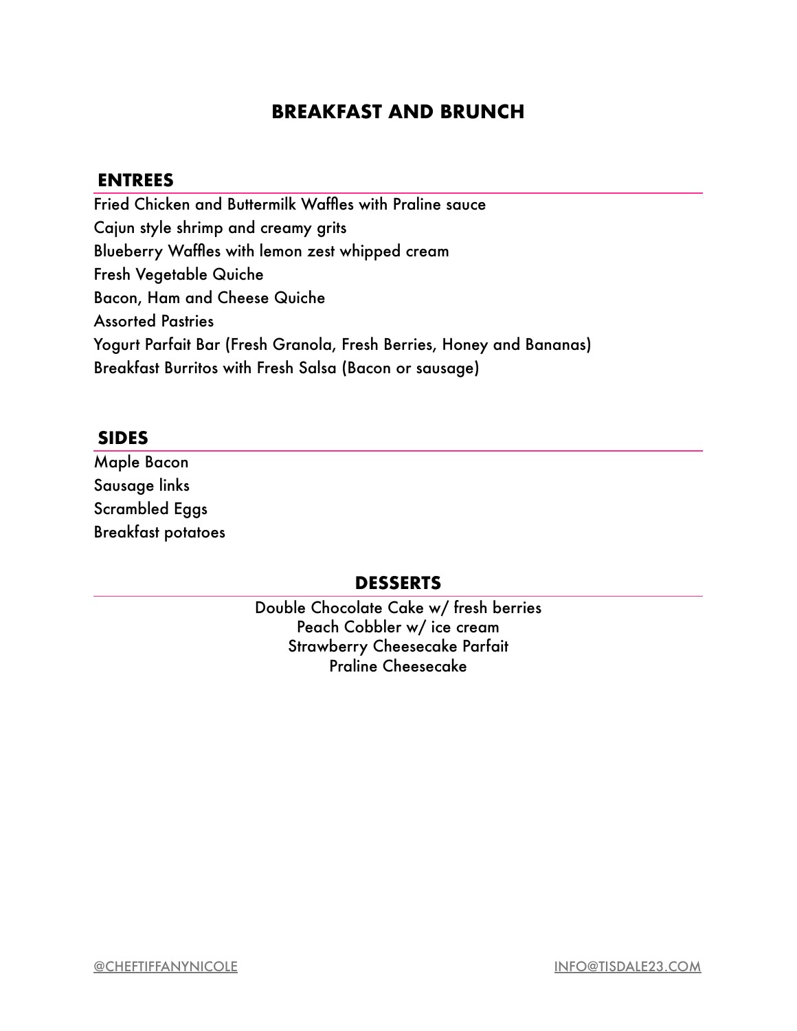# BREAKFAST AND BRUNCH

## ENTREES

Fried Chicken and Buttermilk Waffles with Praline sauce
Cajun style shrimp and creamy grits
Blueberry Waffles with lemon zest whipped cream
Fresh Vegetable Quiche
Bacon, Ham and Cheese Quiche
Assorted Pastries
Yogurt Parfait Bar (Fresh Granola, Fresh Berries, Honey and Bananas)
Breakfast Burritos with Fresh Salsa (Bacon or sausage)

## SIDES

Maple Bacon
Sausage links
Scrambled Eggs
Breakfast potatoes

## DESSERTS

Double Chocolate Cake w/ fresh berries
Peach Cobbler w/ ice cream
Strawberry Cheesecake Parfait
Praline Cheesecake

@CHEFTIFFANYNICOLE INFO@TISDALE23.COM